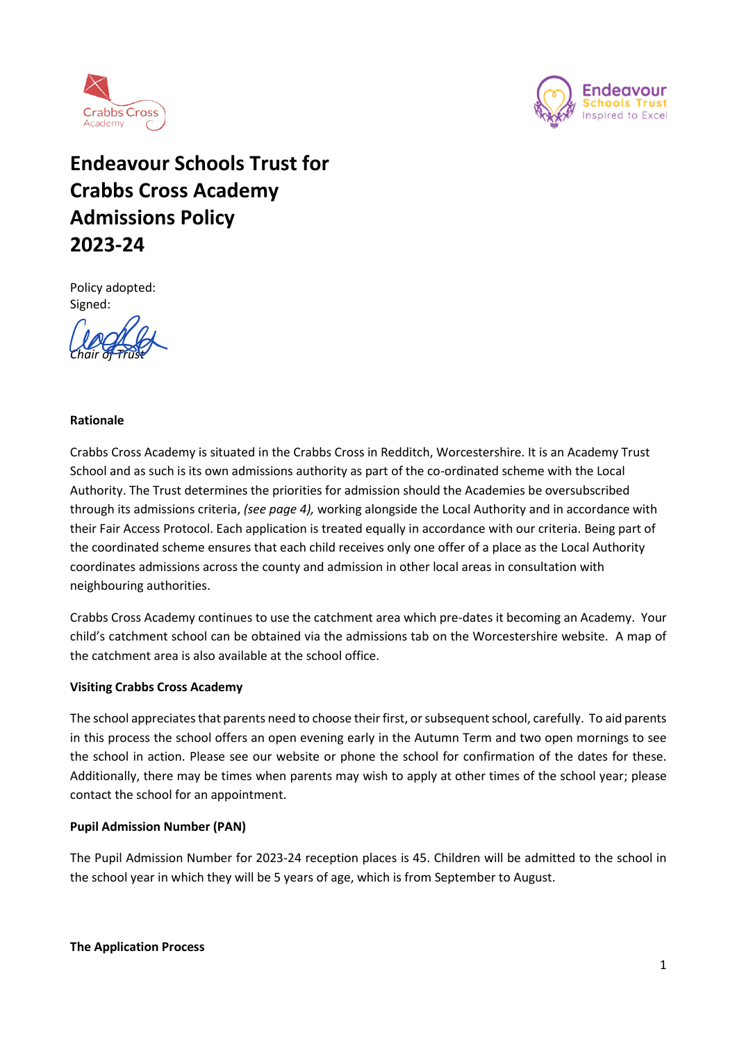# Endeavour Schools Trust for Crabbs Cross Academy Admissions Policy 2023-24

Policy adopted:
Signed:

*Chair of Trust*

**Rationale**

Crabbs Cross Academy is situated in the Crabbs Cross in Redditch, Worcestershire. It is an Academy Trust School and as such is its own admissions authority as part of the co-ordinated scheme with the Local Authority. The Trust determines the priorities for admission should the Academies be oversubscribed through its admissions criteria, *(see page 4),* working alongside the Local Authority and in accordance with their Fair Access Protocol. Each application is treated equally in accordance with our criteria. Being part of the coordinated scheme ensures that each child receives only one offer of a place as the Local Authority coordinates admissions across the county and admission in other local areas in consultation with neighbouring authorities.

Crabbs Cross Academy continues to use the catchment area which pre-dates it becoming an Academy. Your child's catchment school can be obtained via the admissions tab on the Worcestershire website. A map of the catchment area is also available at the school office.

**Visiting Crabbs Cross Academy**

The school appreciates that parents need to choose their first, or subsequent school, carefully. To aid parents in this process the school offers an open evening early in the Autumn Term and two open mornings to see the school in action. Please see our website or phone the school for confirmation of the dates for these. Additionally, there may be times when parents may wish to apply at other times of the school year; please contact the school for an appointment.

**Pupil Admission Number (PAN)**

The Pupil Admission Number for 2023-24 reception places is 45. Children will be admitted to the school in the school year in which they will be 5 years of age, which is from September to August.

**The Application Process**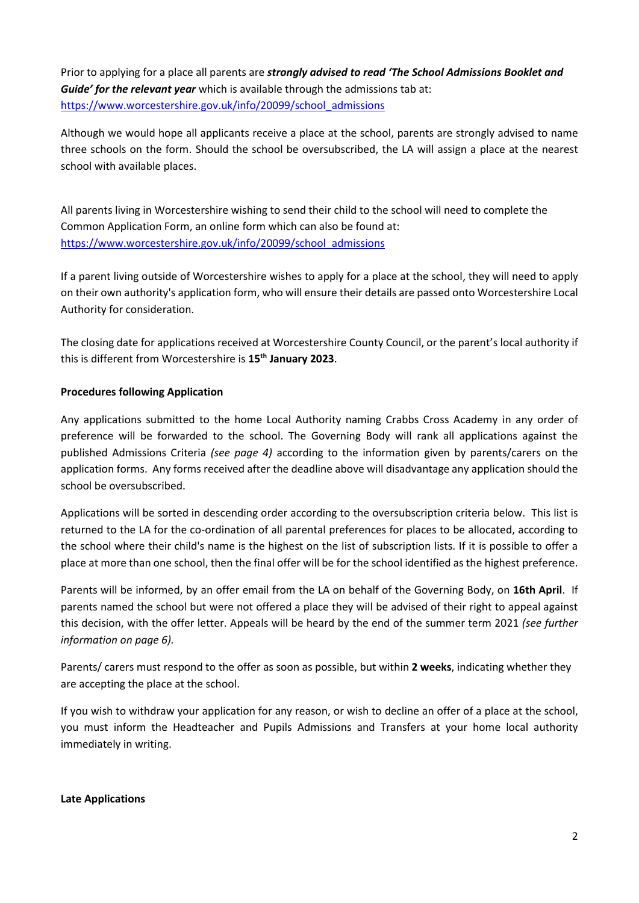Prior to applying for a place all parents are ***strongly advised to read 'The School Admissions Booklet and Guide' for the relevant year*** which is available through the admissions tab at: https://www.worcestershire.gov.uk/info/20099/school_admissions

Although we would hope all applicants receive a place at the school, parents are strongly advised to name three schools on the form. Should the school be oversubscribed, the LA will assign a place at the nearest school with available places.

All parents living in Worcestershire wishing to send their child to the school will need to complete the Common Application Form, an online form which can also be found at: https://www.worcestershire.gov.uk/info/20099/school_admissions

If a parent living outside of Worcestershire wishes to apply for a place at the school, they will need to apply on their own authority's application form, who will ensure their details are passed onto Worcestershire Local Authority for consideration.

The closing date for applications received at Worcestershire County Council, or the parent's local authority if this is different from Worcestershire is **15th January 2023**.

**Procedures following Application**

Any applications submitted to the home Local Authority naming Crabbs Cross Academy in any order of preference will be forwarded to the school. The Governing Body will rank all applications against the published Admissions Criteria *(see page 4)* according to the information given by parents/carers on the application forms. Any forms received after the deadline above will disadvantage any application should the school be oversubscribed.

Applications will be sorted in descending order according to the oversubscription criteria below. This list is returned to the LA for the co-ordination of all parental preferences for places to be allocated, according to the school where their child's name is the highest on the list of subscription lists. If it is possible to offer a place at more than one school, then the final offer will be for the school identified as the highest preference.

Parents will be informed, by an offer email from the LA on behalf of the Governing Body, on **16th April**. If parents named the school but were not offered a place they will be advised of their right to appeal against this decision, with the offer letter. Appeals will be heard by the end of the summer term 2021 *(see further information on page 6).*

Parents/ carers must respond to the offer as soon as possible, but within **2 weeks**, indicating whether they are accepting the place at the school.

If you wish to withdraw your application for any reason, or wish to decline an offer of a place at the school, you must inform the Headteacher and Pupils Admissions and Transfers at your home local authority immediately in writing.

**Late Applications**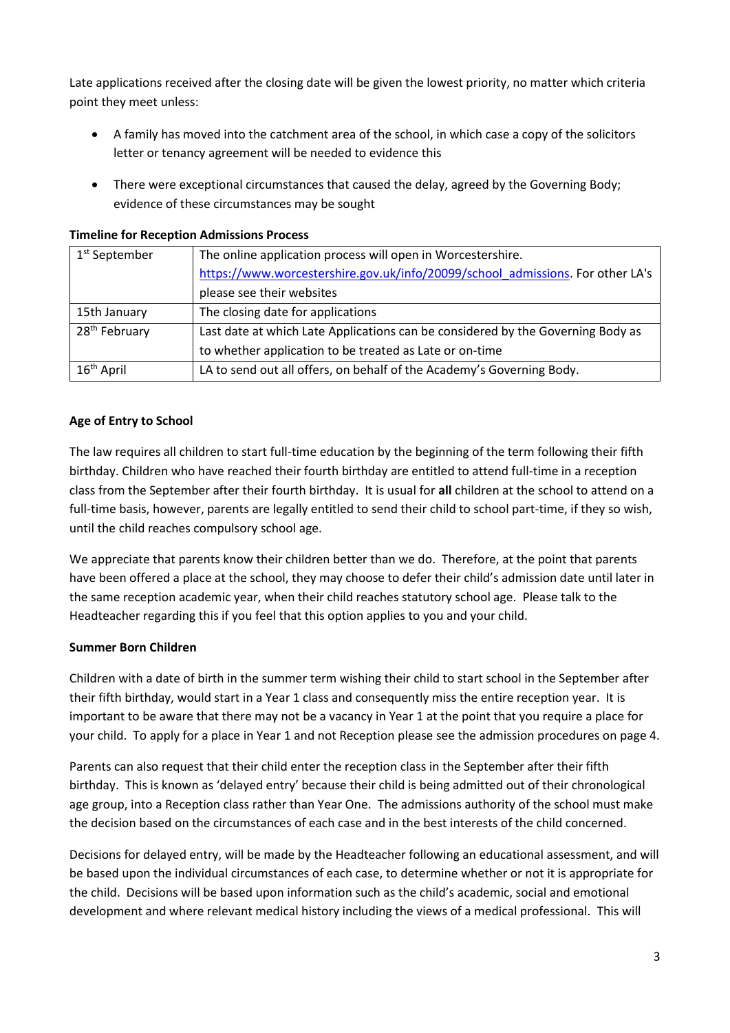Late applications received after the closing date will be given the lowest priority, no matter which criteria point they meet unless:

- A family has moved into the catchment area of the school, in which case a copy of the solicitors letter or tenancy agreement will be needed to evidence this
- There were exceptional circumstances that caused the delay, agreed by the Governing Body; evidence of these circumstances may be sought

**Timeline for Reception Admissions Process**

| | |
|---|---|
| 1st September | The online application process will open in Worcestershire. [https://www.worcestershire.gov.uk/info/20099/school_admissions](https://www.worcestershire.gov.uk/info/20099/school_admissions). For other LA's please see their websites |
| 15th January | The closing date for applications |
| 28th February | Last date at which Late Applications can be considered by the Governing Body as to whether application to be treated as Late or on-time |
| 16th April | LA to send out all offers, on behalf of the Academy's Governing Body. |

**Age of Entry to School**

The law requires all children to start full-time education by the beginning of the term following their fifth birthday. Children who have reached their fourth birthday are entitled to attend full-time in a reception class from the September after their fourth birthday. It is usual for **all** children at the school to attend on a full-time basis, however, parents are legally entitled to send their child to school part-time, if they so wish, until the child reaches compulsory school age.

We appreciate that parents know their children better than we do. Therefore, at the point that parents have been offered a place at the school, they may choose to defer their child's admission date until later in the same reception academic year, when their child reaches statutory school age. Please talk to the Headteacher regarding this if you feel that this option applies to you and your child.

**Summer Born Children**

Children with a date of birth in the summer term wishing their child to start school in the September after their fifth birthday, would start in a Year 1 class and consequently miss the entire reception year. It is important to be aware that there may not be a vacancy in Year 1 at the point that you require a place for your child. To apply for a place in Year 1 and not Reception please see the admission procedures on page 4.

Parents can also request that their child enter the reception class in the September after their fifth birthday. This is known as 'delayed entry' because their child is being admitted out of their chronological age group, into a Reception class rather than Year One. The admissions authority of the school must make the decision based on the circumstances of each case and in the best interests of the child concerned.

Decisions for delayed entry, will be made by the Headteacher following an educational assessment, and will be based upon the individual circumstances of each case, to determine whether or not it is appropriate for the child. Decisions will be based upon information such as the child's academic, social and emotional development and where relevant medical history including the views of a medical professional. This will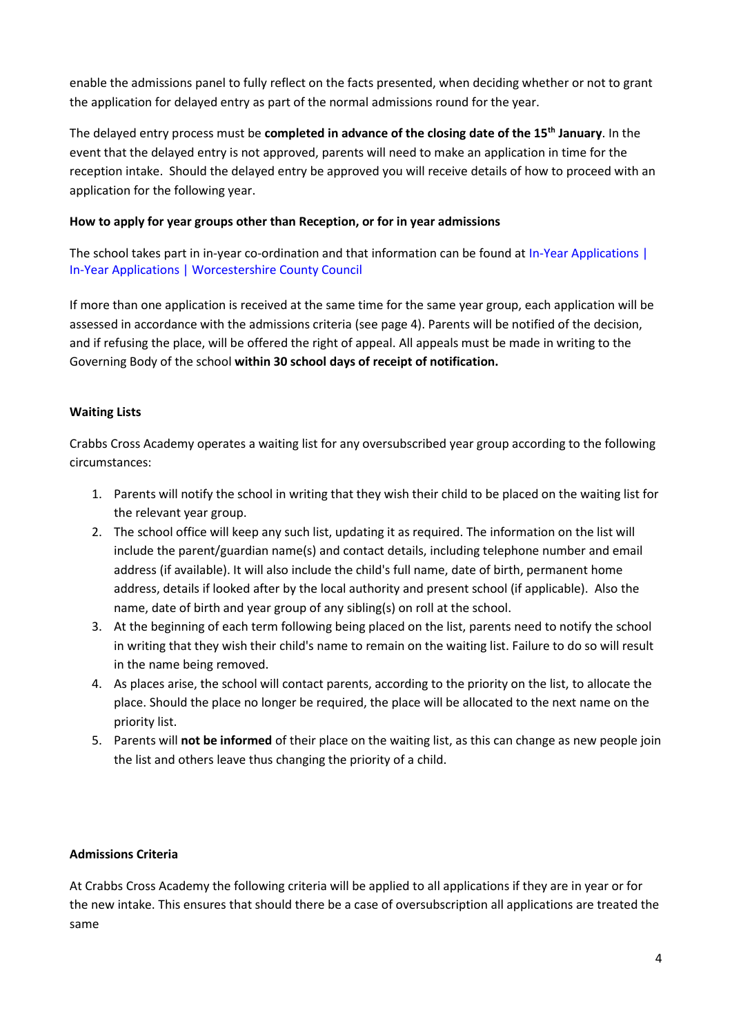enable the admissions panel to fully reflect on the facts presented, when deciding whether or not to grant the application for delayed entry as part of the normal admissions round for the year.

The delayed entry process must be **completed in advance of the closing date of the 15th January**. In the event that the delayed entry is not approved, parents will need to make an application in time for the reception intake. Should the delayed entry be approved you will receive details of how to proceed with an application for the following year.

**How to apply for year groups other than Reception, or for in year admissions**

The school takes part in in-year co-ordination and that information can be found at In-Year Applications | In-Year Applications | Worcestershire County Council

If more than one application is received at the same time for the same year group, each application will be assessed in accordance with the admissions criteria (see page 4). Parents will be notified of the decision, and if refusing the place, will be offered the right of appeal. All appeals must be made in writing to the Governing Body of the school **within 30 school days of receipt of notification.**

**Waiting Lists**

Crabbs Cross Academy operates a waiting list for any oversubscribed year group according to the following circumstances:

1. Parents will notify the school in writing that they wish their child to be placed on the waiting list for the relevant year group.
2. The school office will keep any such list, updating it as required. The information on the list will include the parent/guardian name(s) and contact details, including telephone number and email address (if available). It will also include the child's full name, date of birth, permanent home address, details if looked after by the local authority and present school (if applicable). Also the name, date of birth and year group of any sibling(s) on roll at the school.
3. At the beginning of each term following being placed on the list, parents need to notify the school in writing that they wish their child's name to remain on the waiting list. Failure to do so will result in the name being removed.
4. As places arise, the school will contact parents, according to the priority on the list, to allocate the place. Should the place no longer be required, the place will be allocated to the next name on the priority list.
5. Parents will **not be informed** of their place on the waiting list, as this can change as new people join the list and others leave thus changing the priority of a child.

**Admissions Criteria**

At Crabbs Cross Academy the following criteria will be applied to all applications if they are in year or for the new intake. This ensures that should there be a case of oversubscription all applications are treated the same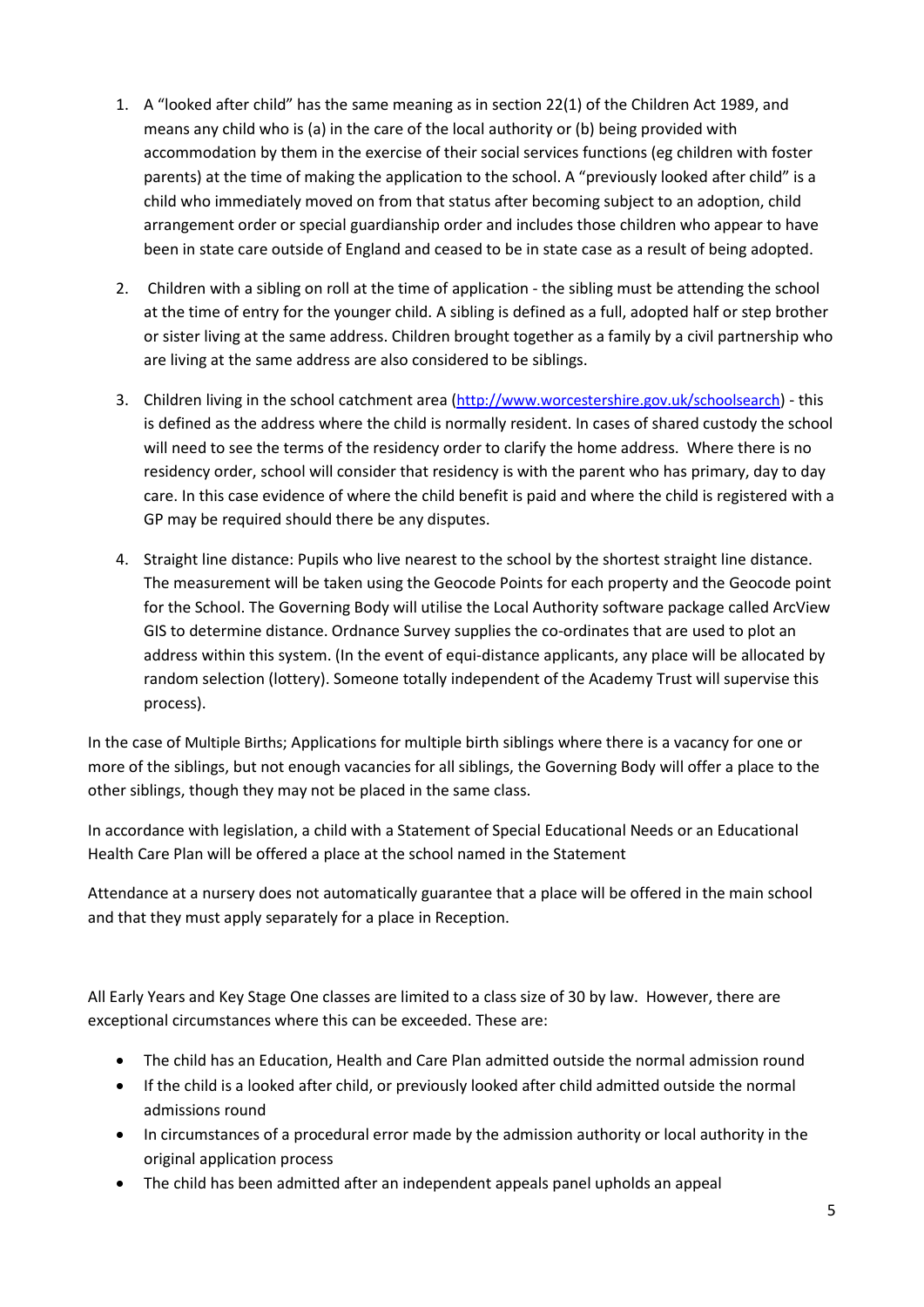1. A "looked after child" has the same meaning as in section 22(1) of the Children Act 1989, and means any child who is (a) in the care of the local authority or (b) being provided with accommodation by them in the exercise of their social services functions (eg children with foster parents) at the time of making the application to the school. A "previously looked after child" is a child who immediately moved on from that status after becoming subject to an adoption, child arrangement order or special guardianship order and includes those children who appear to have been in state care outside of England and ceased to be in state case as a result of being adopted.

2. Children with a sibling on roll at the time of application - the sibling must be attending the school at the time of entry for the younger child. A sibling is defined as a full, adopted half or step brother or sister living at the same address. Children brought together as a family by a civil partnership who are living at the same address are also considered to be siblings.

3. Children living in the school catchment area (http://www.worcestershire.gov.uk/schoolsearch) - this is defined as the address where the child is normally resident. In cases of shared custody the school will need to see the terms of the residency order to clarify the home address. Where there is no residency order, school will consider that residency is with the parent who has primary, day to day care. In this case evidence of where the child benefit is paid and where the child is registered with a GP may be required should there be any disputes.

4. Straight line distance: Pupils who live nearest to the school by the shortest straight line distance. The measurement will be taken using the Geocode Points for each property and the Geocode point for the School. The Governing Body will utilise the Local Authority software package called ArcView GIS to determine distance. Ordnance Survey supplies the co-ordinates that are used to plot an address within this system. (In the event of equi-distance applicants, any place will be allocated by random selection (lottery). Someone totally independent of the Academy Trust will supervise this process).

In the case of Multiple Births; Applications for multiple birth siblings where there is a vacancy for one or more of the siblings, but not enough vacancies for all siblings, the Governing Body will offer a place to the other siblings, though they may not be placed in the same class.

In accordance with legislation, a child with a Statement of Special Educational Needs or an Educational Health Care Plan will be offered a place at the school named in the Statement

Attendance at a nursery does not automatically guarantee that a place will be offered in the main school and that they must apply separately for a place in Reception.

All Early Years and Key Stage One classes are limited to a class size of 30 by law. However, there are exceptional circumstances where this can be exceeded. These are:

- The child has an Education, Health and Care Plan admitted outside the normal admission round
- If the child is a looked after child, or previously looked after child admitted outside the normal admissions round
- In circumstances of a procedural error made by the admission authority or local authority in the original application process
- The child has been admitted after an independent appeals panel upholds an appeal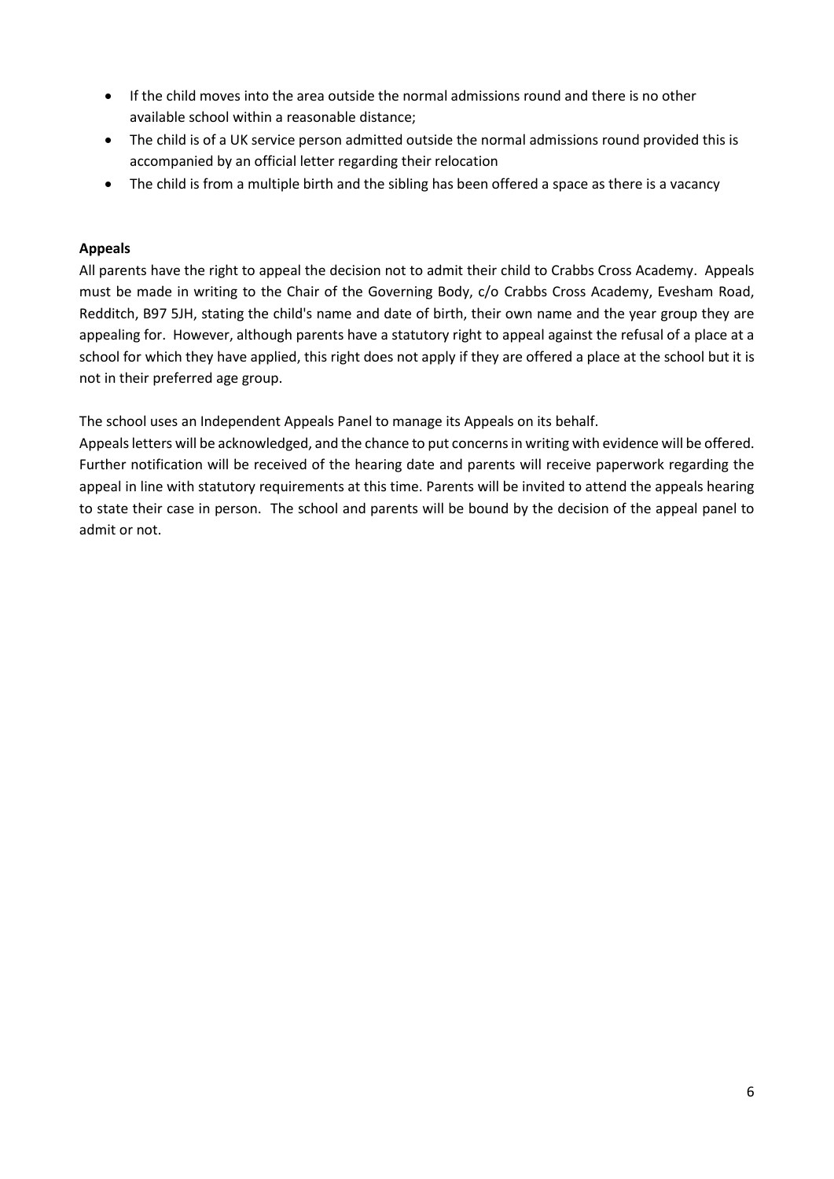- If the child moves into the area outside the normal admissions round and there is no other available school within a reasonable distance;
- The child is of a UK service person admitted outside the normal admissions round provided this is accompanied by an official letter regarding their relocation
- The child is from a multiple birth and the sibling has been offered a space as there is a vacancy

**Appeals**

All parents have the right to appeal the decision not to admit their child to Crabbs Cross Academy. Appeals must be made in writing to the Chair of the Governing Body, c/o Crabbs Cross Academy, Evesham Road, Redditch, B97 5JH, stating the child's name and date of birth, their own name and the year group they are appealing for. However, although parents have a statutory right to appeal against the refusal of a place at a school for which they have applied, this right does not apply if they are offered a place at the school but it is not in their preferred age group.

The school uses an Independent Appeals Panel to manage its Appeals on its behalf.

Appeals letters will be acknowledged, and the chance to put concerns in writing with evidence will be offered. Further notification will be received of the hearing date and parents will receive paperwork regarding the appeal in line with statutory requirements at this time. Parents will be invited to attend the appeals hearing to state their case in person. The school and parents will be bound by the decision of the appeal panel to admit or not.